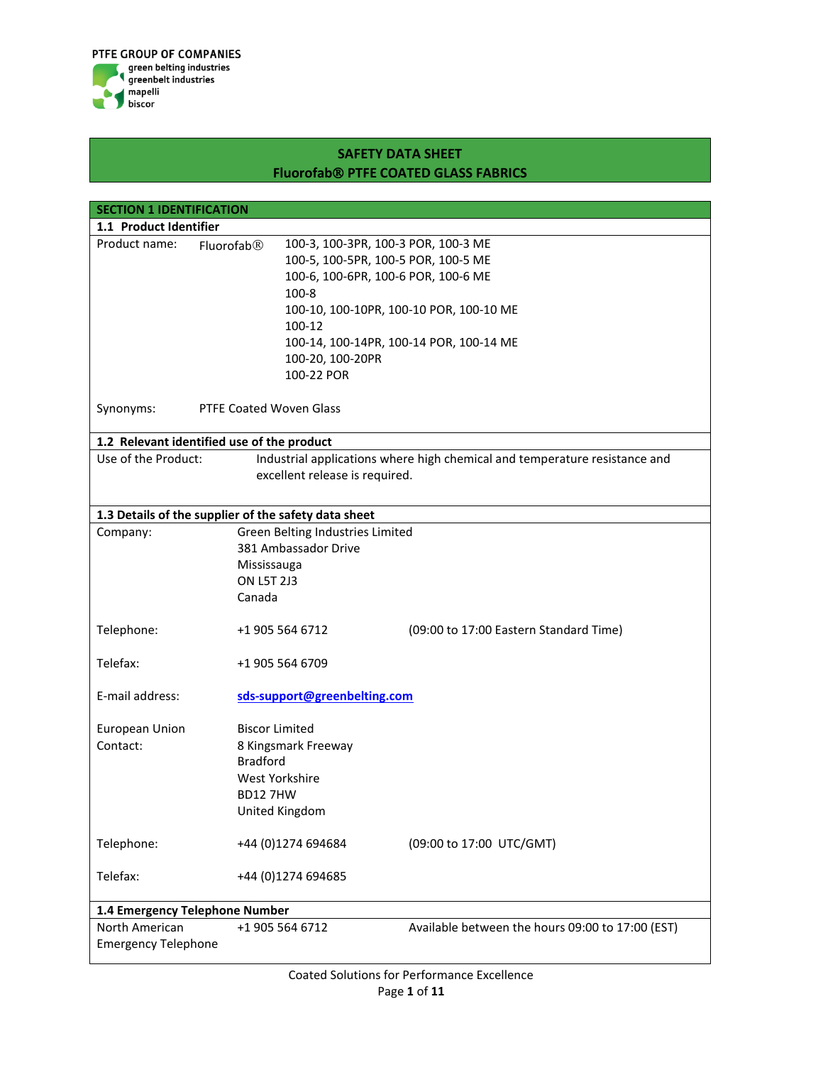PTFE GROUP OF COMPANIES
green belting industries
greenbelt industries
mapelli
biscor

# SAFETY DATA SHEET
# Fluorofab® PTFE COATED GLASS FABRICS

## SECTION 1 IDENTIFICATION

### 1.1 Product Identifier

Product name: Fluorofab®

100-3, 100-3PR, 100-3 POR, 100-3 ME
100-5, 100-5PR, 100-5 POR, 100-5 ME
100-6, 100-6PR, 100-6 POR, 100-6 ME
100-8
100-10, 100-10PR, 100-10 POR, 100-10 ME
100-12
100-14, 100-14PR, 100-14 POR, 100-14 ME
100-20, 100-20PR
100-22 POR

Synonyms: PTFE Coated Woven Glass

### 1.2 Relevant identified use of the product

Use of the Product: Industrial applications where high chemical and temperature resistance and excellent release is required.

### 1.3 Details of the supplier of the safety data sheet

Company:
Green Belting Industries Limited
381 Ambassador Drive
Mississauga
ON L5T 2J3
Canada

Telephone: +1 905 564 6712 (09:00 to 17:00 Eastern Standard Time)

Telefax: +1 905 564 6709

E-mail address: sds-support@greenbelting.com

European Union Contact:
Biscor Limited
8 Kingsmark Freeway
Bradford
West Yorkshire
BD12 7HW
United Kingdom

Telephone: +44 (0)1274 694684 (09:00 to 17:00 UTC/GMT)

Telefax: +44 (0)1274 694685

### 1.4 Emergency Telephone Number

North American Emergency Telephone: +1 905 564 6712 Available between the hours 09:00 to 17:00 (EST)

Coated Solutions for Performance Excellence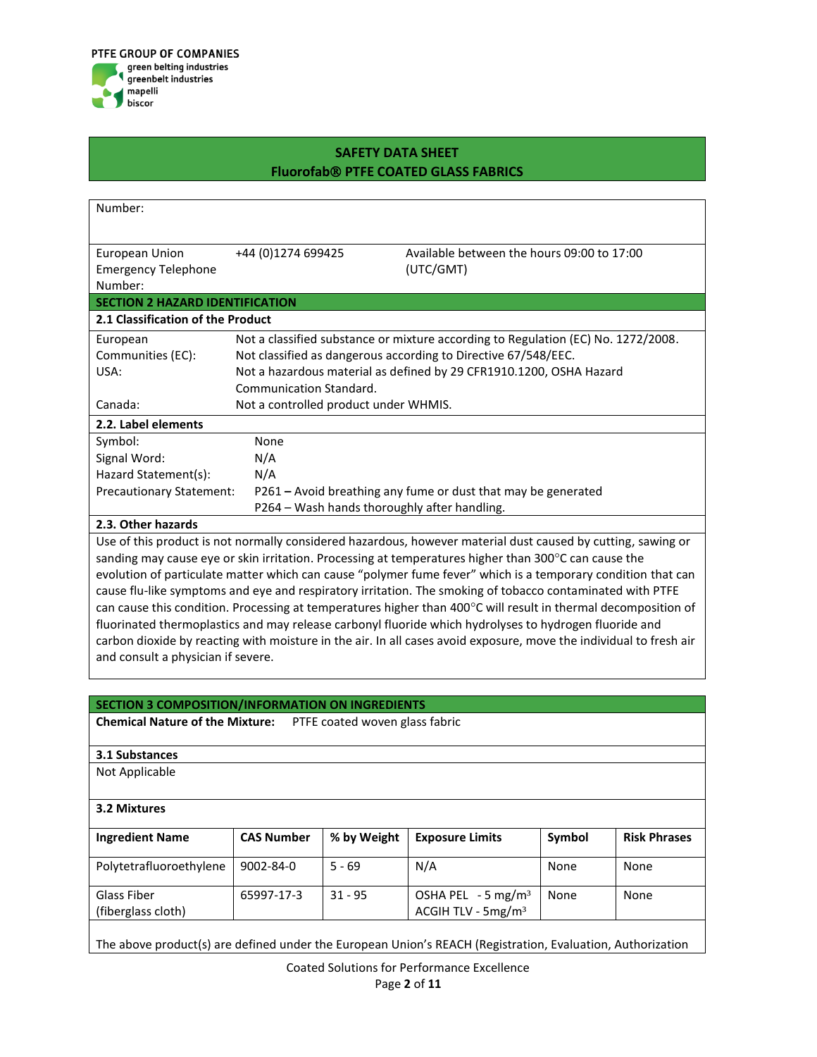PTFE GROUP OF COMPANIES
green belting industries
greenbelt industries
mapelli
biscor

**SAFETY DATA SHEET**
**Fluorofab® PTFE COATED GLASS FABRICS**

| | | |
|---|---|---|
| Number: | | |
| European Union Emergency Telephone Number: | +44 (0)1274 699425 | Available between the hours 09:00 to 17:00 (UTC/GMT) |

## SECTION 2 HAZARD IDENTIFICATION

### 2.1 Classification of the Product

| | |
|---|---|
| European Communities (EC): | Not a classified substance or mixture according to Regulation (EC) No. 1272/2008. Not classified as dangerous according to Directive 67/548/EEC. |
| USA: | Not a hazardous material as defined by 29 CFR1910.1200, OSHA Hazard Communication Standard. |
| Canada: | Not a controlled product under WHMIS. |

### 2.2. Label elements

| | |
|---|---|
| Symbol: | None |
| Signal Word: | N/A |
| Hazard Statement(s): | N/A |
| Precautionary Statement: | P261 **–** Avoid breathing any fume or dust that may be generated<br>P264 – Wash hands thoroughly after handling. |

### 2.3. Other hazards

Use of this product is not normally considered hazardous, however material dust caused by cutting, sawing or sanding may cause eye or skin irritation. Processing at temperatures higher than 300°C can cause the evolution of particulate matter which can cause "polymer fume fever" which is a temporary condition that can cause flu-like symptoms and eye and respiratory irritation. The smoking of tobacco contaminated with PTFE can cause this condition. Processing at temperatures higher than 400°C will result in thermal decomposition of fluorinated thermoplastics and may release carbonyl fluoride which hydrolyses to hydrogen fluoride and carbon dioxide by reacting with moisture in the air. In all cases avoid exposure, move the individual to fresh air and consult a physician if severe.

## SECTION 3 COMPOSITION/INFORMATION ON INGREDIENTS

**Chemical Nature of the Mixture:** PTFE coated woven glass fabric

### 3.1 Substances

Not Applicable

### 3.2 Mixtures

| Ingredient Name | CAS Number | % by Weight | Exposure Limits | Symbol | Risk Phrases |
|---|---|---|---|---|---|
| Polytetrafluoroethylene | 9002-84-0 | 5 - 69 | N/A | None | None |
| Glass Fiber (fiberglass cloth) | 65997-17-3 | 31 - 95 | OSHA PEL - 5 mg/m$^3$<br>ACGIH TLV - 5mg/m$^3$ | None | None |

The above product(s) are defined under the European Union's REACH (Registration, Evaluation, Authorization

Coated Solutions for Performance Excellence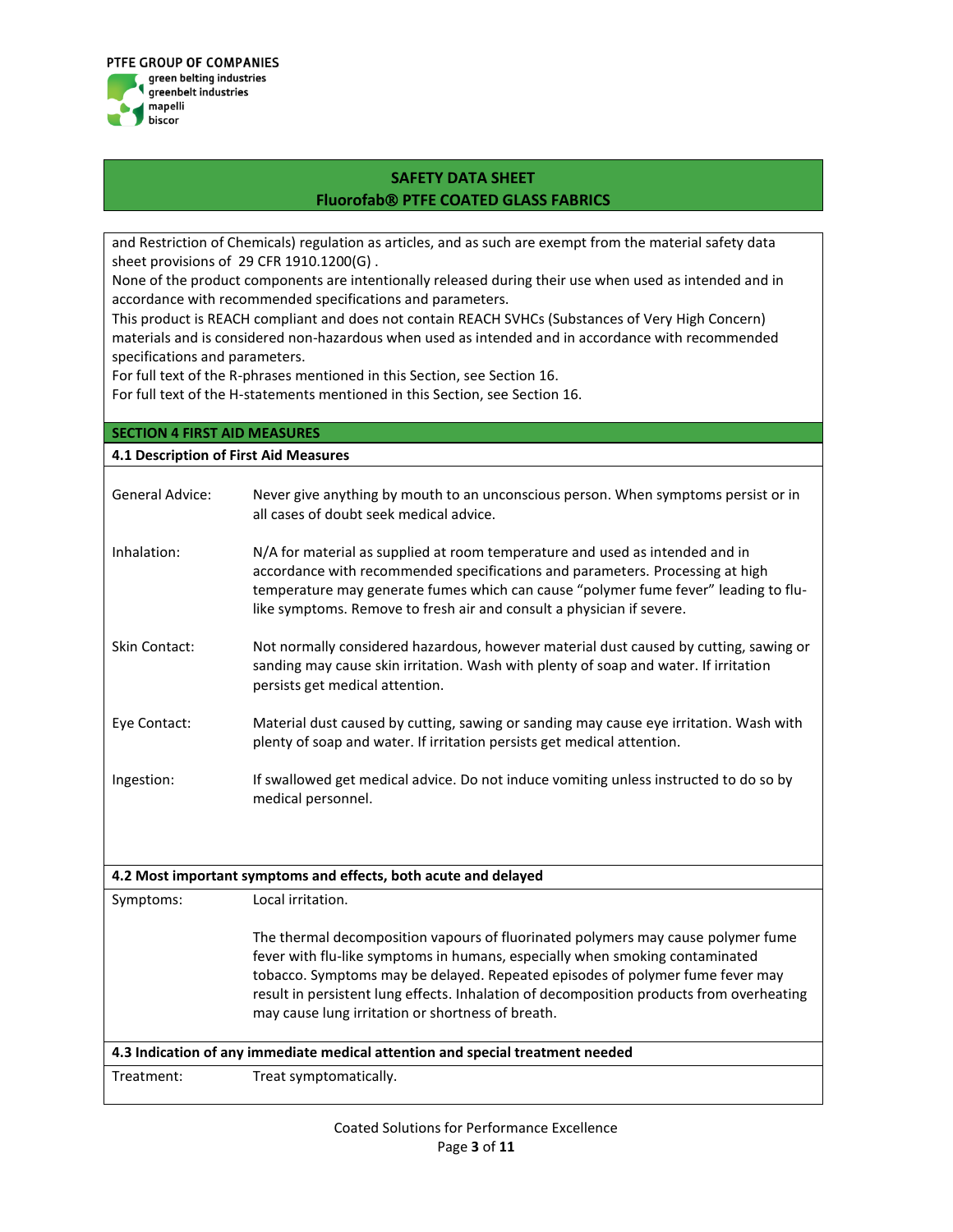and Restriction of Chemicals) regulation as articles, and as such are exempt from the material safety data sheet provisions of 29 CFR 1910.1200(G) .
None of the product components are intentionally released during their use when used as intended and in accordance with recommended specifications and parameters.
This product is REACH compliant and does not contain REACH SVHCs (Substances of Very High Concern) materials and is considered non-hazardous when used as intended and in accordance with recommended specifications and parameters.
For full text of the R-phrases mentioned in this Section, see Section 16.
For full text of the H-statements mentioned in this Section, see Section 16.

## SECTION 4 FIRST AID MEASURES

### 4.1 Description of First Aid Measures

| | |
|---|---|
| General Advice: | Never give anything by mouth to an unconscious person. When symptoms persist or in all cases of doubt seek medical advice. |
| Inhalation: | N/A for material as supplied at room temperature and used as intended and in accordance with recommended specifications and parameters. Processing at high temperature may generate fumes which can cause "polymer fume fever" leading to flu-like symptoms. Remove to fresh air and consult a physician if severe. |
| Skin Contact: | Not normally considered hazardous, however material dust caused by cutting, sawing or sanding may cause skin irritation. Wash with plenty of soap and water. If irritation persists get medical attention. |
| Eye Contact: | Material dust caused by cutting, sawing or sanding may cause eye irritation. Wash with plenty of soap and water. If irritation persists get medical attention. |
| Ingestion: | If swallowed get medical advice. Do not induce vomiting unless instructed to do so by medical personnel. |

### 4.2 Most important symptoms and effects, both acute and delayed

| | |
|---|---|
| Symptoms: | Local irritation.<br><br>The thermal decomposition vapours of fluorinated polymers may cause polymer fume fever with flu-like symptoms in humans, especially when smoking contaminated tobacco. Symptoms may be delayed. Repeated episodes of polymer fume fever may result in persistent lung effects. Inhalation of decomposition products from overheating may cause lung irritation or shortness of breath. |

### 4.3 Indication of any immediate medical attention and special treatment needed

| | |
|---|---|
| Treatment: | Treat symptomatically. |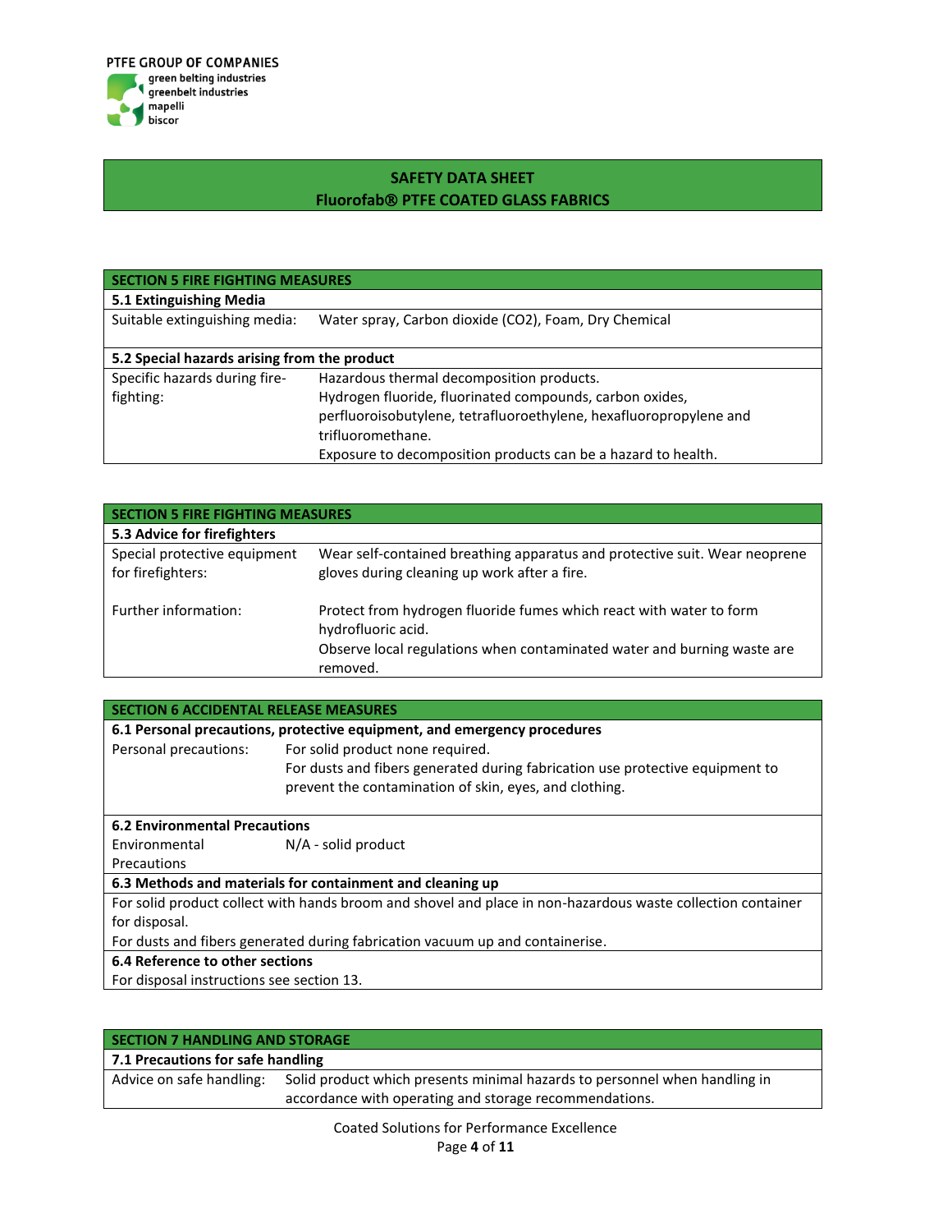| SECTION 5 FIRE FIGHTING MEASURES | |
|---|---|
| **5.1 Extinguishing Media** | |
| Suitable extinguishing media: | Water spray, Carbon dioxide ($CO_2$), Foam, Dry Chemical |
| **5.2 Special hazards arising from the product** | |
| Specific hazards during fire-fighting: | Hazardous thermal decomposition products.<br>Hydrogen fluoride, fluorinated compounds, carbon oxides, perfluoroisobutylene, tetrafluoroethylene, hexafluoropropylene and trifluoromethane.<br>Exposure to decomposition products can be a hazard to health. |

| SECTION 5 FIRE FIGHTING MEASURES | |
|---|---|
| **5.3 Advice for firefighters** | |
| Special protective equipment for firefighters: | Wear self-contained breathing apparatus and protective suit. Wear neoprene gloves during cleaning up work after a fire. |
| Further information: | Protect from hydrogen fluoride fumes which react with water to form hydrofluoric acid.<br>Observe local regulations when contaminated water and burning waste are removed. |

| SECTION 6 ACCIDENTAL RELEASE MEASURES | |
|---|---|
| **6.1 Personal precautions, protective equipment, and emergency procedures** | |
| Personal precautions: | For solid product none required.<br>For dusts and fibers generated during fabrication use protective equipment to prevent the contamination of skin, eyes, and clothing. |
| **6.2 Environmental Precautions** | |
| Environmental Precautions | N/A - solid product |
| **6.3 Methods and materials for containment and cleaning up** | |
| For solid product collect with hands broom and shovel and place in non-hazardous waste collection container for disposal.<br>For dusts and fibers generated during fabrication vacuum up and containerise. | |
| **6.4 Reference to other sections** | |
| For disposal instructions see section 13. | |

| SECTION 7 HANDLING AND STORAGE | |
|---|---|
| **7.1 Precautions for safe handling** | |
| Advice on safe handling: | Solid product which presents minimal hazards to personnel when handling in accordance with operating and storage recommendations. |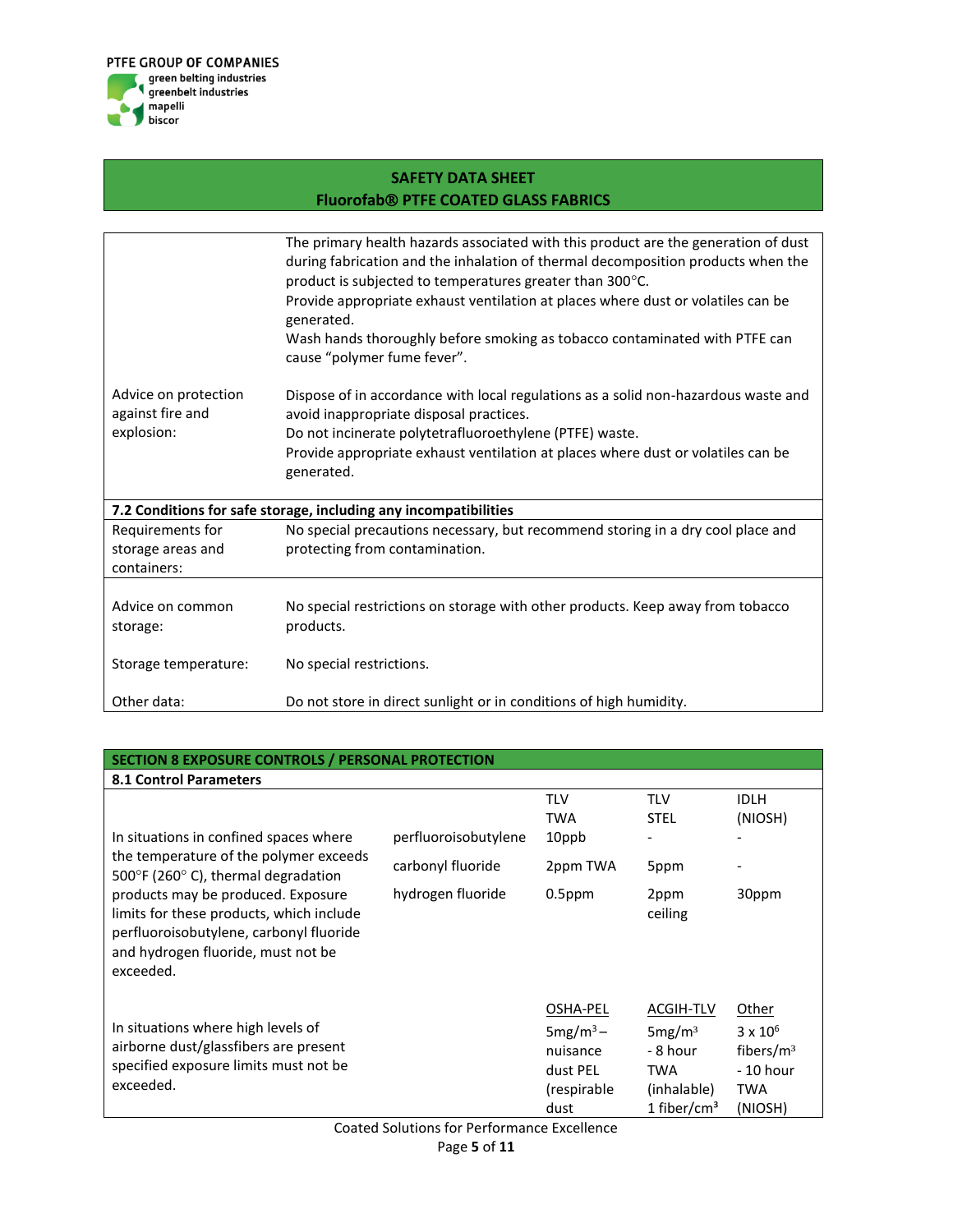**SAFETY DATA SHEET**
**Fluorofab® PTFE COATED GLASS FABRICS**

| | |
|---|---|
| | The primary health hazards associated with this product are the generation of dust during fabrication and the inhalation of thermal decomposition products when the product is subjected to temperatures greater than 300°C. Provide appropriate exhaust ventilation at places where dust or volatiles can be generated. Wash hands thoroughly before smoking as tobacco contaminated with PTFE can cause "polymer fume fever". |
| Advice on protection against fire and explosion: | Dispose of in accordance with local regulations as a solid non-hazardous waste and avoid inappropriate disposal practices. Do not incinerate polytetrafluoroethylene (PTFE) waste. Provide appropriate exhaust ventilation at places where dust or volatiles can be generated. |

**7.2 Conditions for safe storage, including any incompatibilities**

| | |
|---|---|
| Requirements for storage areas and containers: | No special precautions necessary, but recommend storing in a dry cool place and protecting from contamination. |
| Advice on common storage: | No special restrictions on storage with other products. Keep away from tobacco products. |
| Storage temperature: | No special restrictions. |
| Other data: | Do not store in direct sunlight or in conditions of high humidity. |

## SECTION 8 EXPOSURE CONTROLS / PERSONAL PROTECTION

**8.1 Control Parameters**

| | | TLV TWA | TLV STEL | IDLH (NIOSH) |
|---|---|---|---|---|
| In situations in confined spaces where the temperature of the polymer exceeds 500°F (260° C), thermal degradation products may be produced. Exposure limits for these products, which include perfluoroisobutylene, carbonyl fluoride and hydrogen fluoride, must not be exceeded. | perfluoroisobutylene | 10ppb | - | - |
| | carbonyl fluoride | 2ppm TWA | 5ppm | - |
| | hydrogen fluoride | 0.5ppm | 2ppm ceiling | 30ppm |

| | | OSHA-PEL | ACGIH-TLV | Other |
|---|---|---|---|---|
| In situations where high levels of airborne dust/glassfibers are present specified exposure limits must not be exceeded. | | $5 mg/m^3$ – nuisance dust PEL (respirable dust | $5 mg/m^3$ - 8 hour TWA (inhalable) 1 fiber/cm³ | $3 \times 10^6$ fibers/$m^3$ - 10 hour TWA (NIOSH) |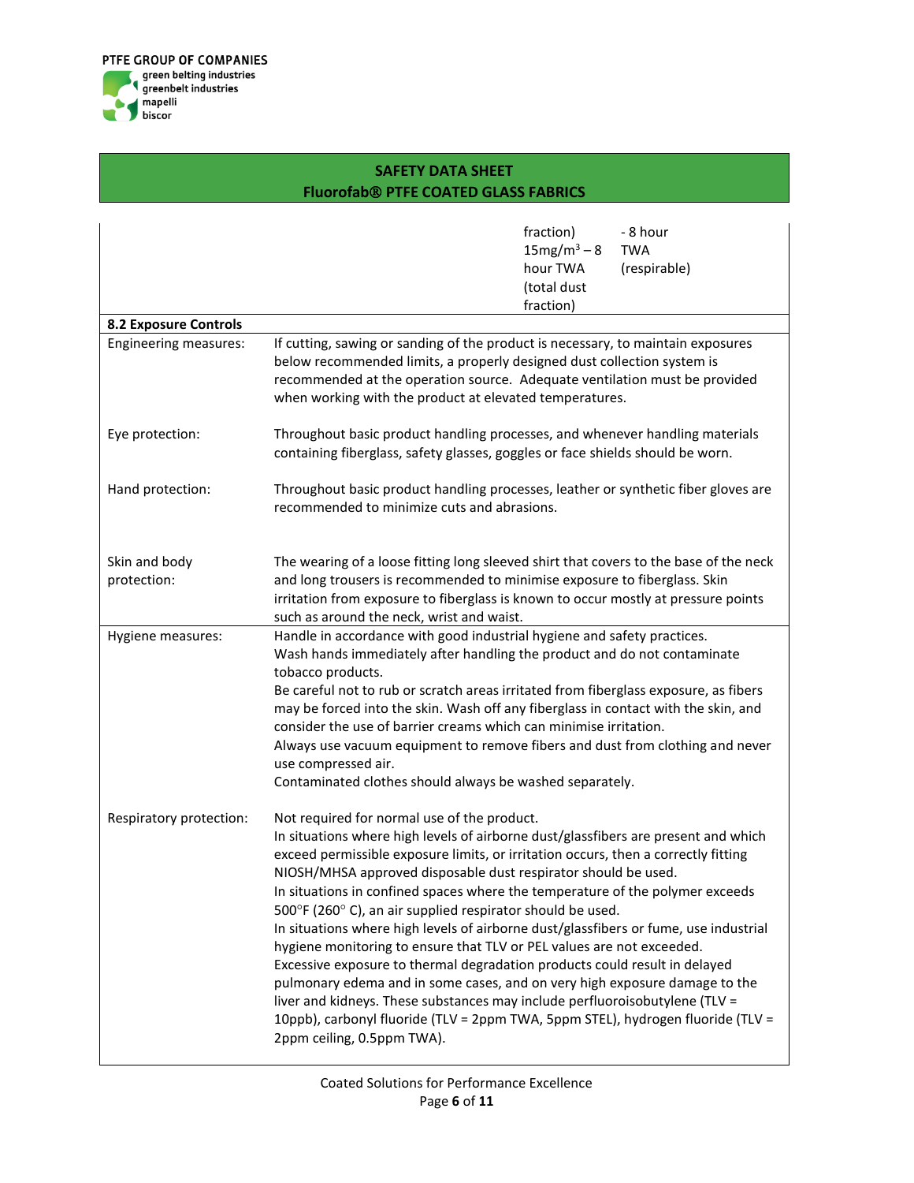| | | | |
|---|---|---|---|
| | | fraction) $15mg/m^3$ – 8 hour TWA (total dust fraction) | - 8 hour TWA (respirable) |

| 8.2 Exposure Controls | |
|---|---|
| Engineering measures: | If cutting, sawing or sanding of the product is necessary, to maintain exposures below recommended limits, a properly designed dust collection system is recommended at the operation source. Adequate ventilation must be provided when working with the product at elevated temperatures. |
| Eye protection: | Throughout basic product handling processes, and whenever handling materials containing fiberglass, safety glasses, goggles or face shields should be worn. |
| Hand protection: | Throughout basic product handling processes, leather or synthetic fiber gloves are recommended to minimize cuts and abrasions. |
| Skin and body protection: | The wearing of a loose fitting long sleeved shirt that covers to the base of the neck and long trousers is recommended to minimise exposure to fiberglass. Skin irritation from exposure to fiberglass is known to occur mostly at pressure points such as around the neck, wrist and waist. |
| Hygiene measures: | Handle in accordance with good industrial hygiene and safety practices.<br>Wash hands immediately after handling the product and do not contaminate tobacco products.<br>Be careful not to rub or scratch areas irritated from fiberglass exposure, as fibers may be forced into the skin. Wash off any fiberglass in contact with the skin, and consider the use of barrier creams which can minimise irritation.<br>Always use vacuum equipment to remove fibers and dust from clothing and never use compressed air.<br>Contaminated clothes should always be washed separately. |
| Respiratory protection: | Not required for normal use of the product.<br>In situations where high levels of airborne dust/glassfibers are present and which exceed permissible exposure limits, or irritation occurs, then a correctly fitting NIOSH/MHSA approved disposable dust respirator should be used.<br>In situations in confined spaces where the temperature of the polymer exceeds 500°F (260° C), an air supplied respirator should be used.<br>In situations where high levels of airborne dust/glassfibers or fume, use industrial hygiene monitoring to ensure that TLV or PEL values are not exceeded.<br>Excessive exposure to thermal degradation products could result in delayed pulmonary edema and in some cases, and on very high exposure damage to the liver and kidneys. These substances may include perfluoroisobutylene (TLV = 10ppb), carbonyl fluoride (TLV = 2ppm TWA, 5ppm STEL), hydrogen fluoride (TLV = 2ppm ceiling, 0.5ppm TWA). |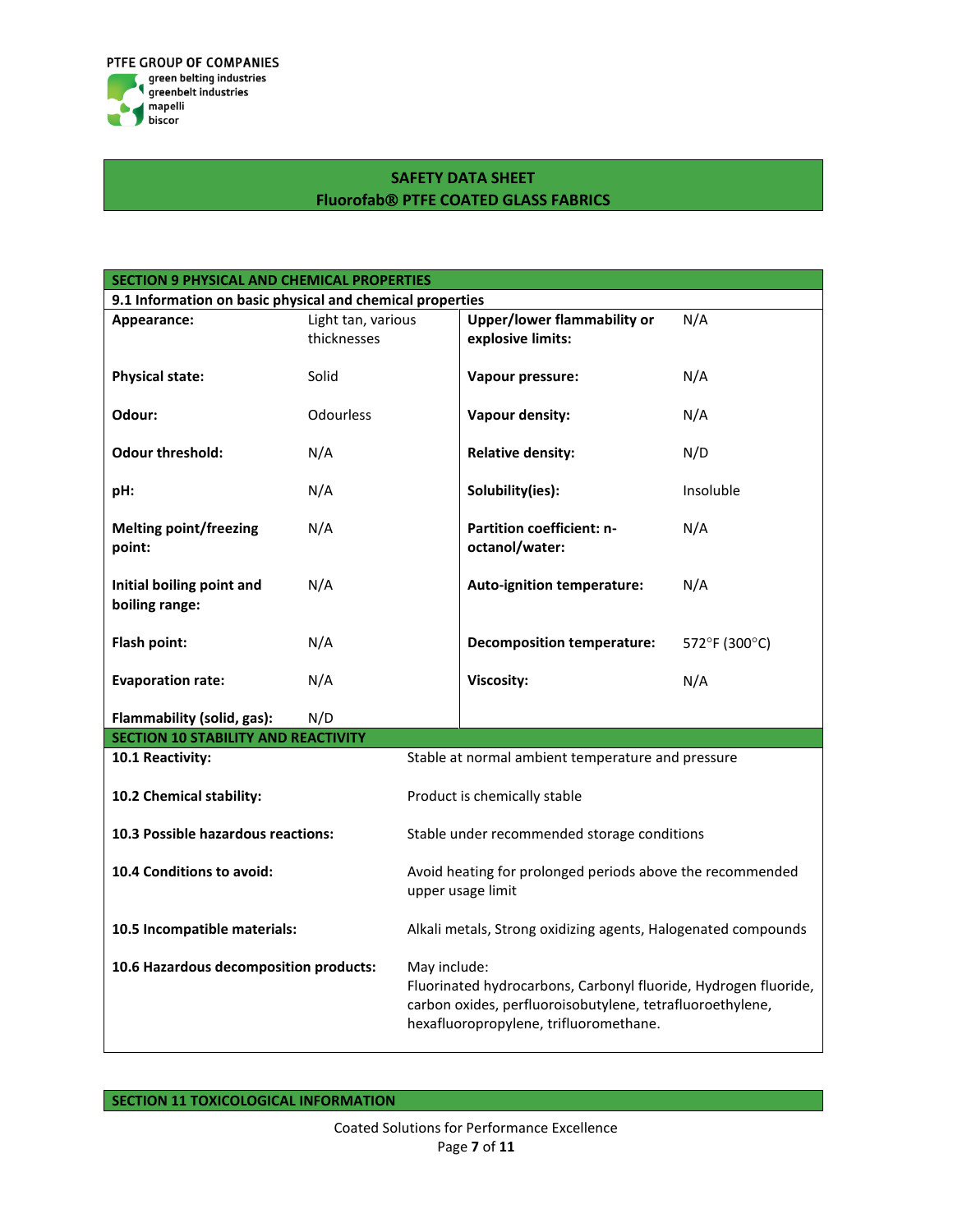## SAFETY DATA SHEET
## Fluorofab® PTFE COATED GLASS FABRICS

### SECTION 9 PHYSICAL AND CHEMICAL PROPERTIES

**9.1 Information on basic physical and chemical properties**

| Property | Value | Property | Value |
|---|---|---|---|
| **Appearance:** | Light tan, various thicknesses | **Upper/lower flammability or explosive limits:** | N/A |
| **Physical state:** | Solid | **Vapour pressure:** | N/A |
| **Odour:** | Odourless | **Vapour density:** | N/A |
| **Odour threshold:** | N/A | **Relative density:** | N/D |
| **pH:** | N/A | **Solubility(ies):** | Insoluble |
| **Melting point/freezing point:** | N/A | **Partition coefficient: n-octanol/water:** | N/A |
| **Initial boiling point and boiling range:** | N/A | **Auto-ignition temperature:** | N/A |
| **Flash point:** | N/A | **Decomposition temperature:** | 572°F (300°C) |
| **Evaporation rate:** | N/A | **Viscosity:** | N/A |
| **Flammability (solid, gas):** | N/D | | |

### SECTION 10 STABILITY AND REACTIVITY

| Item | Information |
|---|---|
| **10.1 Reactivity:** | Stable at normal ambient temperature and pressure |
| **10.2 Chemical stability:** | Product is chemically stable |
| **10.3 Possible hazardous reactions:** | Stable under recommended storage conditions |
| **10.4 Conditions to avoid:** | Avoid heating for prolonged periods above the recommended upper usage limit |
| **10.5 Incompatible materials:** | Alkali metals, Strong oxidizing agents, Halogenated compounds |
| **10.6 Hazardous decomposition products:** | May include: Fluorinated hydrocarbons, Carbonyl fluoride, Hydrogen fluoride, carbon oxides, perfluoroisobutylene, tetrafluoroethylene, hexafluoropropylene, trifluoromethane. |

### SECTION 11 TOXICOLOGICAL INFORMATION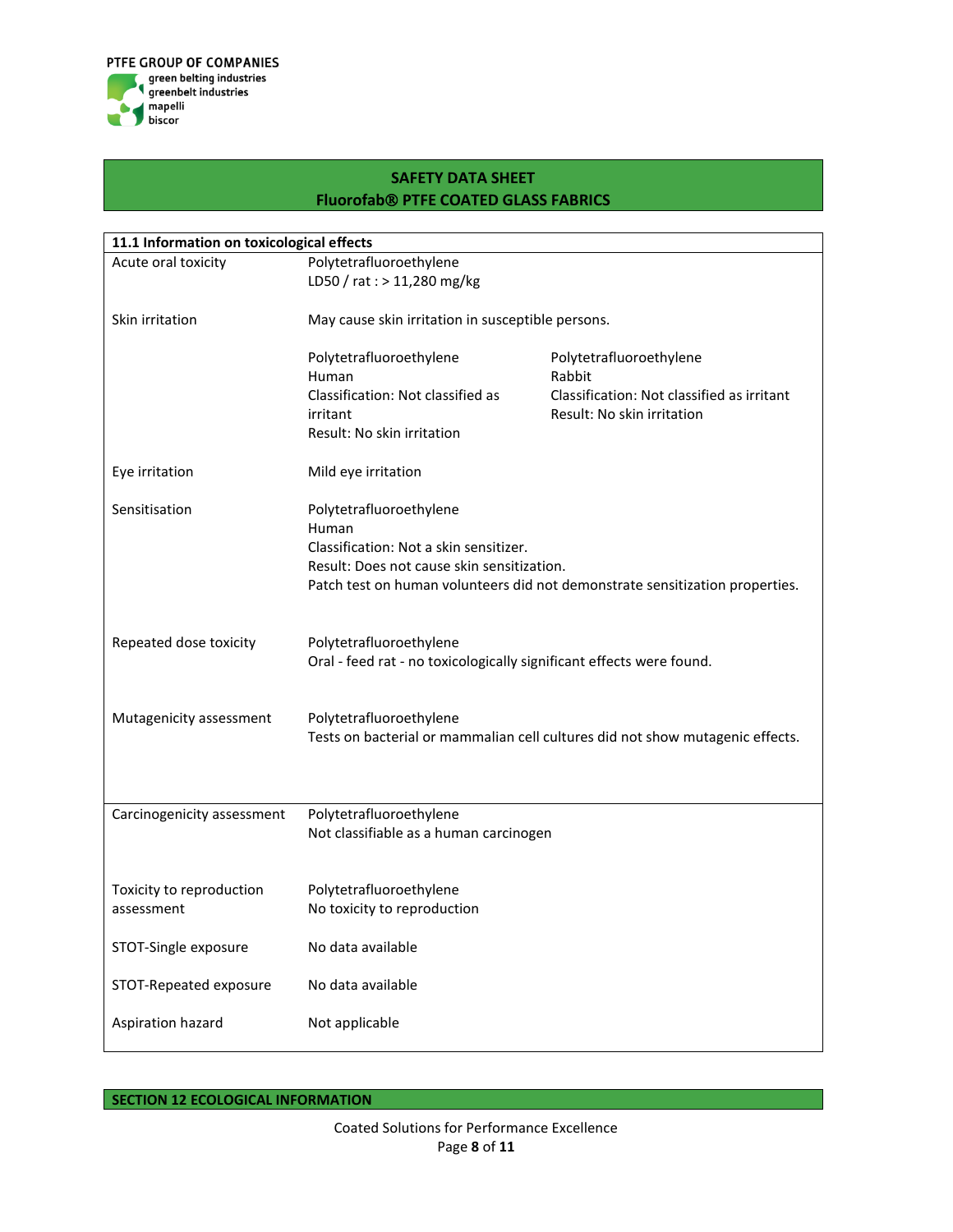**11.1 Information on toxicological effects**

| | | |
|---|---|---|
| Acute oral toxicity | Polytetrafluoroethylene<br>LD50 / rat : > 11,280 mg/kg | |
| Skin irritation | May cause skin irritation in susceptible persons. | |
| | Polytetrafluoroethylene<br>Human<br>Classification: Not classified as irritant<br>Result: No skin irritation | Polytetrafluoroethylene<br>Rabbit<br>Classification: Not classified as irritant<br>Result: No skin irritation |
| Eye irritation | Mild eye irritation | |
| Sensitisation | Polytetrafluoroethylene<br>Human<br>Classification: Not a skin sensitizer.<br>Result: Does not cause skin sensitization.<br>Patch test on human volunteers did not demonstrate sensitization properties. | |
| Repeated dose toxicity | Polytetrafluoroethylene<br>Oral - feed rat - no toxicologically significant effects were found. | |
| Mutagenicity assessment | Polytetrafluoroethylene<br>Tests on bacterial or mammalian cell cultures did not show mutagenic effects. | |
| Carcinogenicity assessment | Polytetrafluoroethylene<br>Not classifiable as a human carcinogen | |
| Toxicity to reproduction assessment | Polytetrafluoroethylene<br>No toxicity to reproduction | |
| STOT-Single exposure | No data available | |
| STOT-Repeated exposure | No data available | |
| Aspiration hazard | Not applicable | |

## SECTION 12 ECOLOGICAL INFORMATION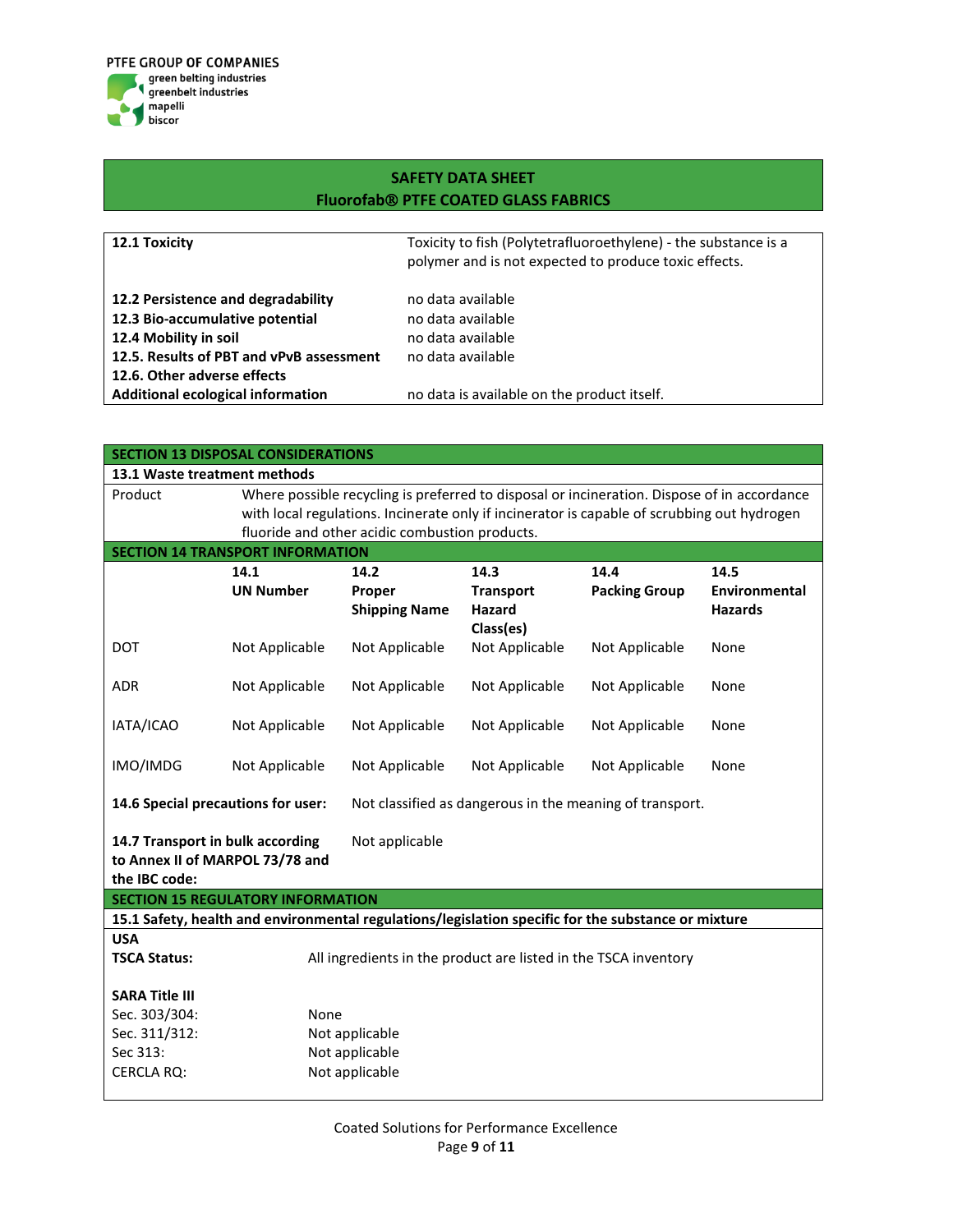| | |
|---|---|
| **12.1 Toxicity** | Toxicity to fish (Polytetrafluoroethylene) - the substance is a polymer and is not expected to produce toxic effects. |
| **12.2 Persistence and degradability** | no data available |
| **12.3 Bio-accumulative potential** | no data available |
| **12.4 Mobility in soil** | no data available |
| **12.5. Results of PBT and vPvB assessment** | no data available |
| **12.6. Other adverse effects** | |
| **Additional ecological information** | no data is available on the product itself. |

## SECTION 13 DISPOSAL CONSIDERATIONS

### 13.1 Waste treatment methods

| | |
|---|---|
| Product | Where possible recycling is preferred to disposal or incineration. Dispose of in accordance with local regulations. Incinerate only if incinerator is capable of scrubbing out hydrogen fluoride and other acidic combustion products. |

## SECTION 14 TRANSPORT INFORMATION

| | **14.1 UN Number** | **14.2 Proper Shipping Name** | **14.3 Transport Hazard Class(es)** | **14.4 Packing Group** | **14.5 Environmental Hazards** |
|---|---|---|---|---|---|
| DOT | Not Applicable | Not Applicable | Not Applicable | Not Applicable | None |
| ADR | Not Applicable | Not Applicable | Not Applicable | Not Applicable | None |
| IATA/ICAO | Not Applicable | Not Applicable | Not Applicable | Not Applicable | None |
| IMO/IMDG | Not Applicable | Not Applicable | Not Applicable | Not Applicable | None |

| | |
|---|---|
| **14.6 Special precautions for user:** | Not classified as dangerous in the meaning of transport. |
| **14.7 Transport in bulk according to Annex II of MARPOL 73/78 and the IBC code:** | Not applicable |

## SECTION 15 REGULATORY INFORMATION

### 15.1 Safety, health and environmental regulations/legislation specific for the substance or mixture

**USA**

| | |
|---|---|
| **TSCA Status:** | All ingredients in the product are listed in the TSCA inventory |

**SARA Title III**

| | |
|---|---|
| Sec. 303/304: | None |
| Sec. 311/312: | Not applicable |
| Sec 313: | Not applicable |
| CERCLA RQ: | Not applicable |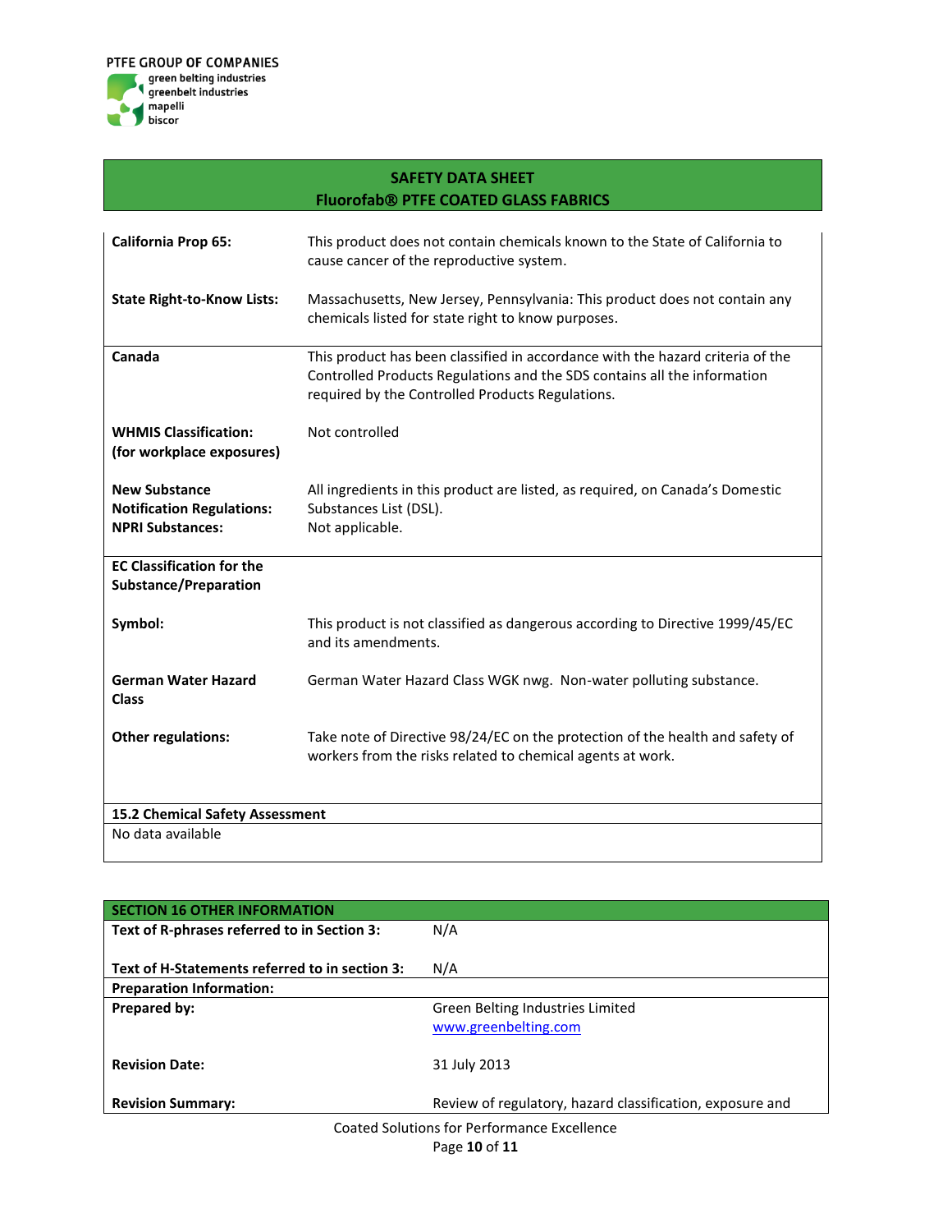PTFE GROUP OF COMPANIES
green belting industries
greenbelt industries
mapelli
biscor

**SAFETY DATA SHEET**
**Fluorofab® PTFE COATED GLASS FABRICS**

| | |
|---|---|
| **California Prop 65:** | This product does not contain chemicals known to the State of California to cause cancer of the reproductive system. |
| **State Right-to-Know Lists:** | Massachusetts, New Jersey, Pennsylvania: This product does not contain any chemicals listed for state right to know purposes. |
| **Canada** | This product has been classified in accordance with the hazard criteria of the Controlled Products Regulations and the SDS contains all the information required by the Controlled Products Regulations. |
| **WHMIS Classification: (for workplace exposures)** | Not controlled |
| **New Substance Notification Regulations:** | All ingredients in this product are listed, as required, on Canada's Domestic Substances List (DSL). |
| **NPRI Substances:** | Not applicable. |
| **EC Classification for the Substance/Preparation** | |
| **Symbol:** | This product is not classified as dangerous according to Directive 1999/45/EC and its amendments. |
| **German Water Hazard Class** | German Water Hazard Class WGK nwg. Non-water polluting substance. |
| **Other regulations:** | Take note of Directive 98/24/EC on the protection of the health and safety of workers from the risks related to chemical agents at work. |

**15.2 Chemical Safety Assessment**

No data available

| SECTION 16 OTHER INFORMATION | |
|---|---|
| **Text of R-phrases referred to in Section 3:** | N/A |
| **Text of H-Statements referred to in section 3:** | N/A |
| **Preparation Information:** | |
| **Prepared by:** | Green Belting Industries Limited [www.greenbelting.com](http://www.greenbelting.com) |
| **Revision Date:** | 31 July 2013 |
| **Revision Summary:** | Review of regulatory, hazard classification, exposure and |

Coated Solutions for Performance Excellence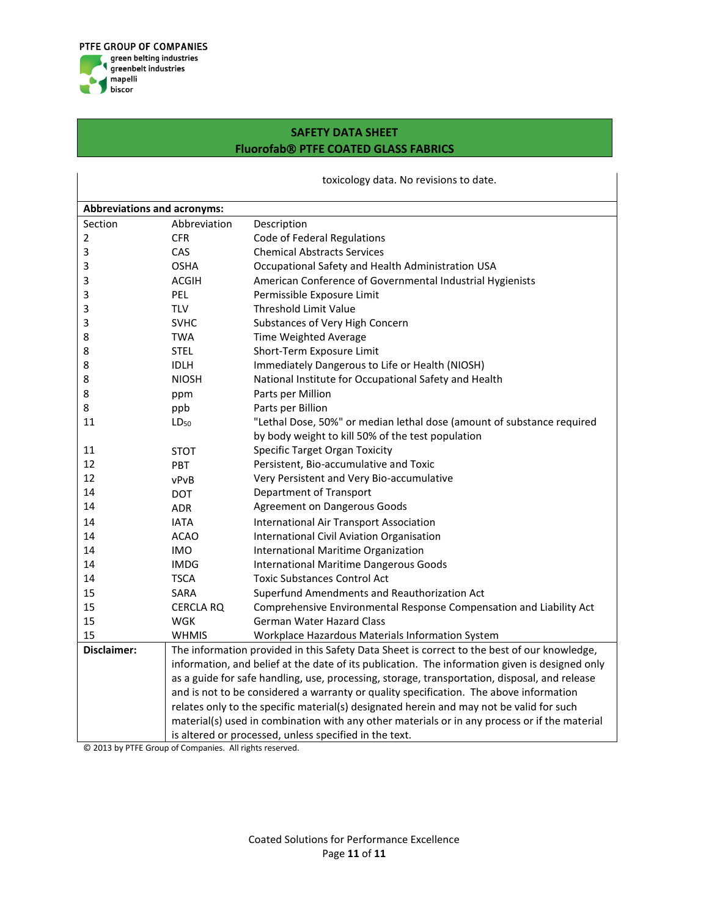toxicology data. No revisions to date.

**Abbreviations and acronyms:**

| Section | Abbreviation | Description |
|---|---|---|
| 2 | CFR | Code of Federal Regulations |
| 3 | CAS | Chemical Abstracts Services |
| 3 | OSHA | Occupational Safety and Health Administration USA |
| 3 | ACGIH | American Conference of Governmental Industrial Hygienists |
| 3 | PEL | Permissible Exposure Limit |
| 3 | TLV | Threshold Limit Value |
| 3 | SVHC | Substances of Very High Concern |
| 8 | TWA | Time Weighted Average |
| 8 | STEL | Short-Term Exposure Limit |
| 8 | IDLH | Immediately Dangerous to Life or Health (NIOSH) |
| 8 | NIOSH | National Institute for Occupational Safety and Health |
| 8 | ppm | Parts per Million |
| 8 | ppb | Parts per Billion |
| 11 | $LD_{50}$ | "Lethal Dose, 50%" or median lethal dose (amount of substance required by body weight to kill 50% of the test population |
| 11 | STOT | Specific Target Organ Toxicity |
| 12 | PBT | Persistent, Bio-accumulative and Toxic |
| 12 | vPvB | Very Persistent and Very Bio-accumulative |
| 14 | DOT | Department of Transport |
| 14 | ADR | Agreement on Dangerous Goods |
| 14 | IATA | International Air Transport Association |
| 14 | ACAO | International Civil Aviation Organisation |
| 14 | IMO | International Maritime Organization |
| 14 | IMDG | International Maritime Dangerous Goods |
| 14 | TSCA | Toxic Substances Control Act |
| 15 | SARA | Superfund Amendments and Reauthorization Act |
| 15 | CERCLA RQ | Comprehensive Environmental Response Compensation and Liability Act |
| 15 | WGK | German Water Hazard Class |
| 15 | WHMIS | Workplace Hazardous Materials Information System |

**Disclaimer:** The information provided in this Safety Data Sheet is correct to the best of our knowledge, information, and belief at the date of its publication. The information given is designed only as a guide for safe handling, use, processing, storage, transportation, disposal, and release and is not to be considered a warranty or quality specification. The above information relates only to the specific material(s) designated herein and may not be valid for such material(s) used in combination with any other materials or in any process or if the material is altered or processed, unless specified in the text.

© 2013 by PTFE Group of Companies. All rights reserved.